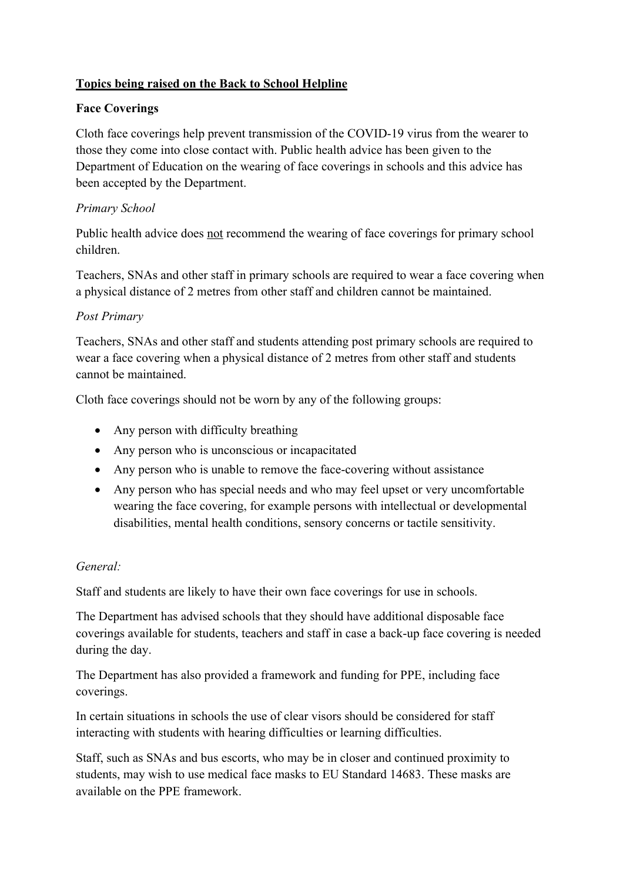# <u>Topics being raised on the Back to School Helpline</u>

## Face Coverings

Cloth face coverings help prevent transmission of the COVID-19 virus from the wearer to those they come into close contact with. Public health advice has been given to the Department of Education on the wearing of face coverings in schools and this advice has been accepted by the Department.

*Primary School*

Public health advice does <u>not</u> recommend the wearing of face coverings for primary school children.

Teachers, SNAs and other staff in primary schools are required to wear a face covering when a physical distance of 2 metres from other staff and children cannot be maintained.

*Post Primary*

Teachers, SNAs and other staff and students attending post primary schools are required to wear a face covering when a physical distance of 2 metres from other staff and students cannot be maintained.

Cloth face coverings should not be worn by any of the following groups:

- Any person with difficulty breathing
- Any person who is unconscious or incapacitated
- Any person who is unable to remove the face-covering without assistance
- Any person who has special needs and who may feel upset or very uncomfortable wearing the face covering, for example persons with intellectual or developmental disabilities, mental health conditions, sensory concerns or tactile sensitivity.

*General:*

Staff and students are likely to have their own face coverings for use in schools.

The Department has advised schools that they should have additional disposable face coverings available for students, teachers and staff in case a back-up face covering is needed during the day.

The Department has also provided a framework and funding for PPE, including face coverings.

In certain situations in schools the use of clear visors should be considered for staff interacting with students with hearing difficulties or learning difficulties.

Staff, such as SNAs and bus escorts, who may be in closer and continued proximity to students, may wish to use medical face masks to EU Standard 14683. These masks are available on the PPE framework.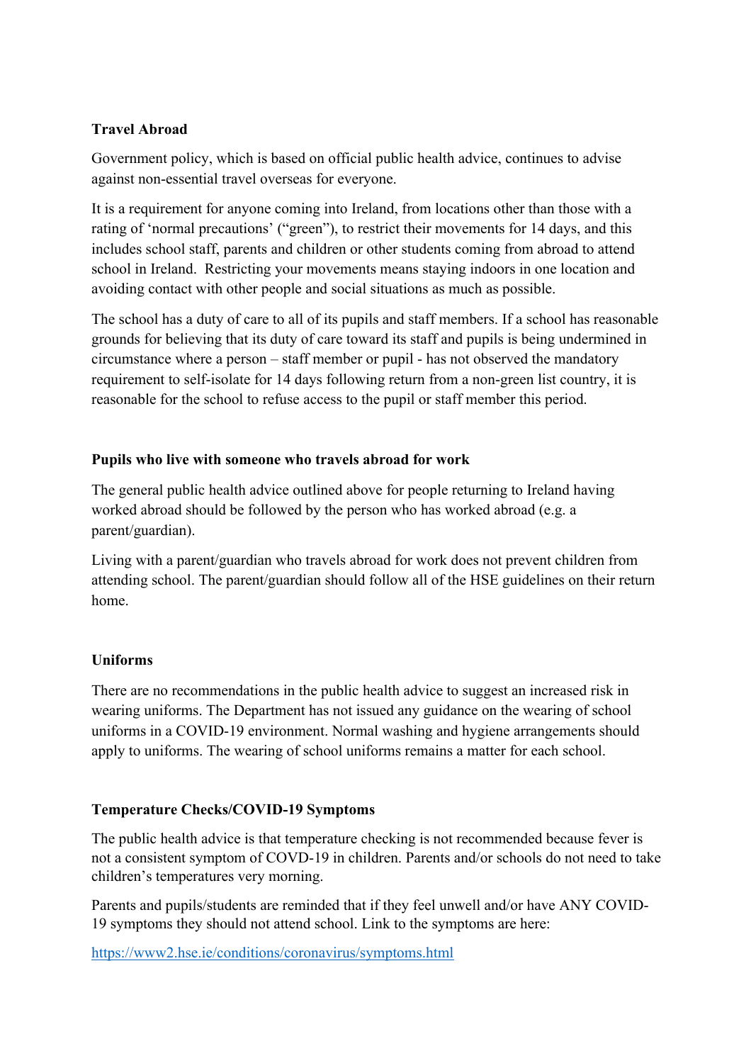**Travel Abroad**

Government policy, which is based on official public health advice, continues to advise against non-essential travel overseas for everyone.

It is a requirement for anyone coming into Ireland, from locations other than those with a rating of 'normal precautions' ("green"), to restrict their movements for 14 days, and this includes school staff, parents and children or other students coming from abroad to attend school in Ireland. Restricting your movements means staying indoors in one location and avoiding contact with other people and social situations as much as possible.

The school has a duty of care to all of its pupils and staff members. If a school has reasonable grounds for believing that its duty of care toward its staff and pupils is being undermined in circumstance where a person – staff member or pupil - has not observed the mandatory requirement to self-isolate for 14 days following return from a non-green list country, it is reasonable for the school to refuse access to the pupil or staff member this period.

**Pupils who live with someone who travels abroad for work**

The general public health advice outlined above for people returning to Ireland having worked abroad should be followed by the person who has worked abroad (e.g. a parent/guardian).

Living with a parent/guardian who travels abroad for work does not prevent children from attending school. The parent/guardian should follow all of the HSE guidelines on their return home.

**Uniforms**

There are no recommendations in the public health advice to suggest an increased risk in wearing uniforms. The Department has not issued any guidance on the wearing of school uniforms in a COVID-19 environment. Normal washing and hygiene arrangements should apply to uniforms. The wearing of school uniforms remains a matter for each school.

**Temperature Checks/COVID-19 Symptoms**

The public health advice is that temperature checking is not recommended because fever is not a consistent symptom of COVD-19 in children. Parents and/or schools do not need to take children's temperatures very morning.

Parents and pupils/students are reminded that if they feel unwell and/or have ANY COVID-19 symptoms they should not attend school. Link to the symptoms are here:

https://www2.hse.ie/conditions/coronavirus/symptoms.html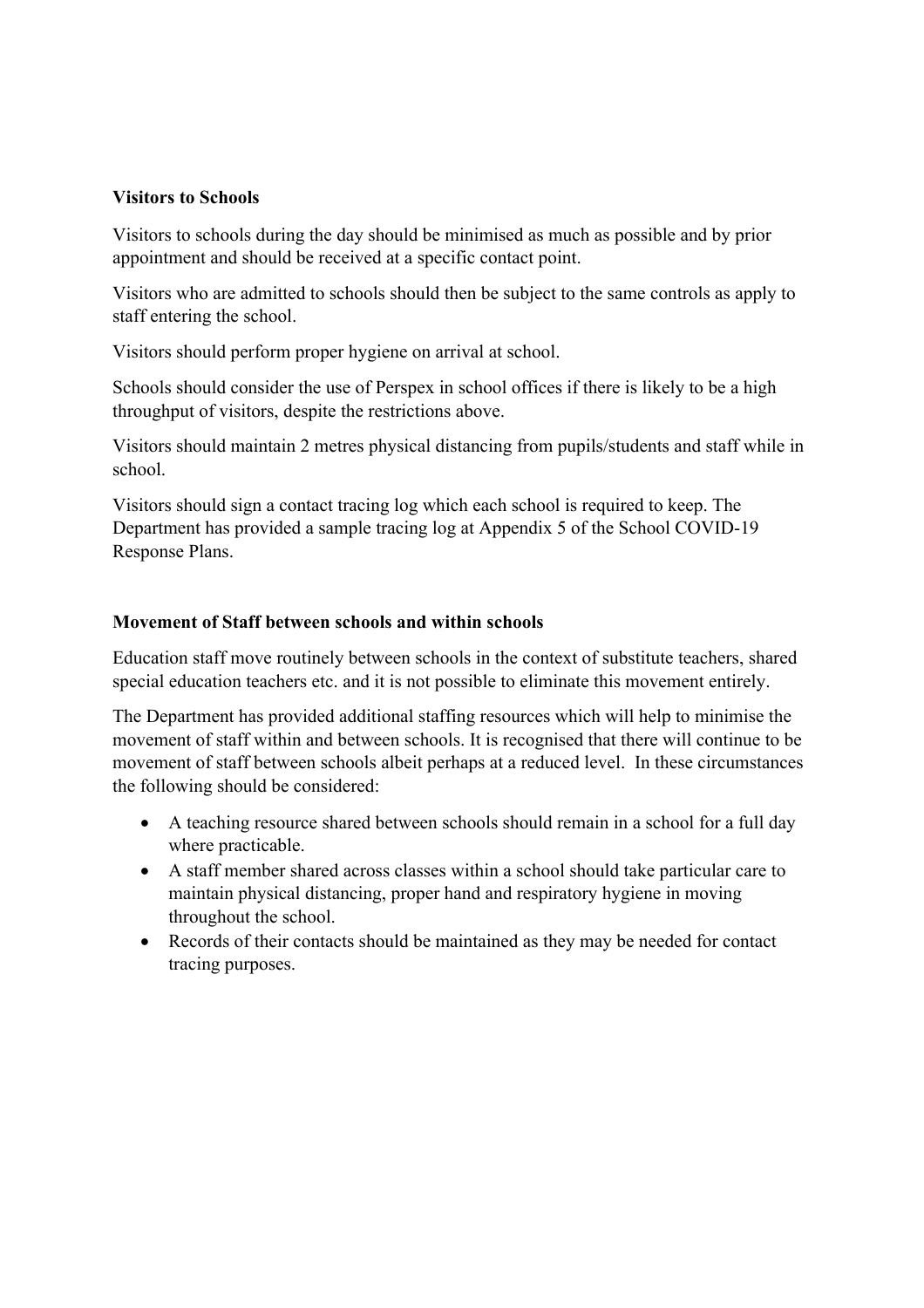**Visitors to Schools**

Visitors to schools during the day should be minimised as much as possible and by prior appointment and should be received at a specific contact point.

Visitors who are admitted to schools should then be subject to the same controls as apply to staff entering the school.

Visitors should perform proper hygiene on arrival at school.

Schools should consider the use of Perspex in school offices if there is likely to be a high throughput of visitors, despite the restrictions above.

Visitors should maintain 2 metres physical distancing from pupils/students and staff while in school.

Visitors should sign a contact tracing log which each school is required to keep. The Department has provided a sample tracing log at Appendix 5 of the School COVID-19 Response Plans.

**Movement of Staff between schools and within schools**

Education staff move routinely between schools in the context of substitute teachers, shared special education teachers etc. and it is not possible to eliminate this movement entirely.

The Department has provided additional staffing resources which will help to minimise the movement of staff within and between schools. It is recognised that there will continue to be movement of staff between schools albeit perhaps at a reduced level. In these circumstances the following should be considered:

- A teaching resource shared between schools should remain in a school for a full day where practicable.
- A staff member shared across classes within a school should take particular care to maintain physical distancing, proper hand and respiratory hygiene in moving throughout the school.
- Records of their contacts should be maintained as they may be needed for contact tracing purposes.